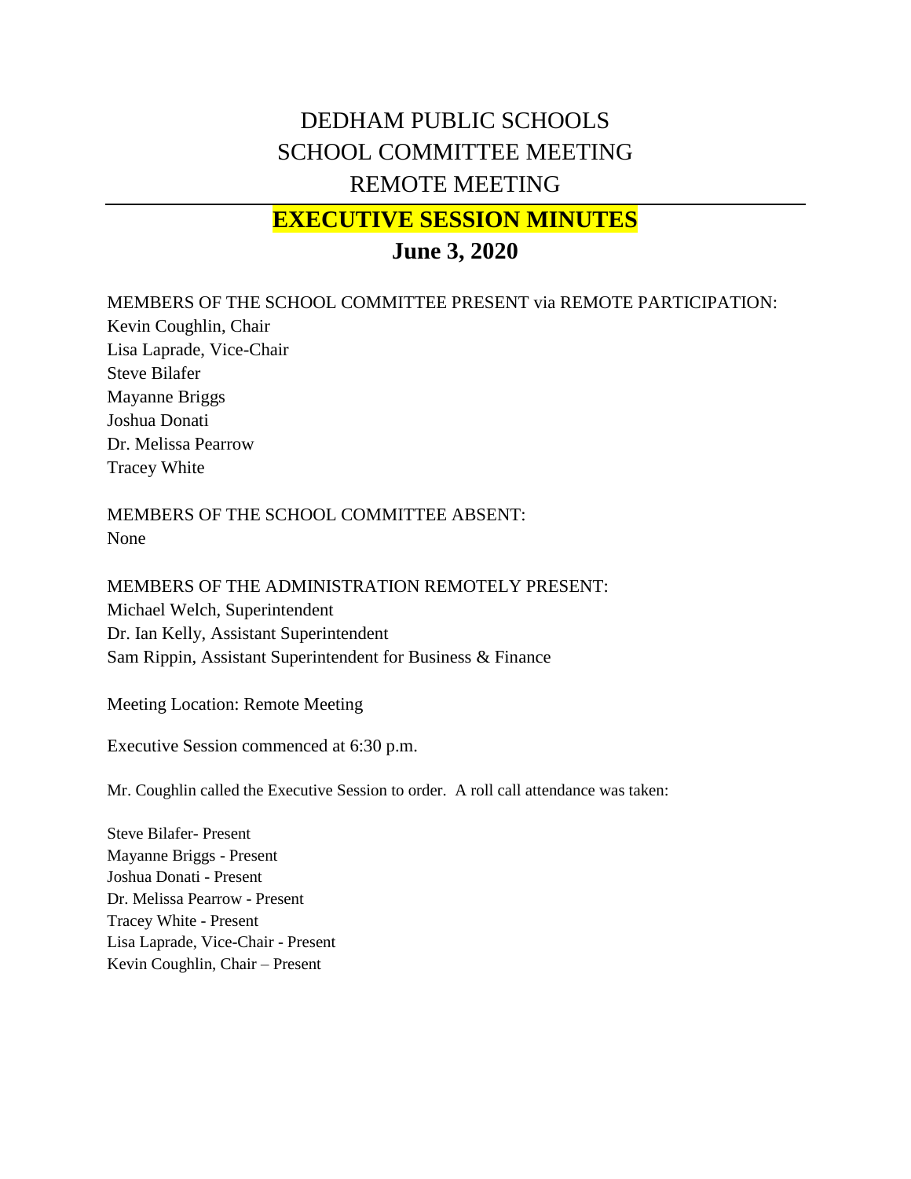# DEDHAM PUBLIC SCHOOLS
# SCHOOL COMMITTEE MEETING
# REMOTE MEETING

## EXECUTIVE SESSION MINUTES

## June 3, 2020

MEMBERS OF THE SCHOOL COMMITTEE PRESENT via REMOTE PARTICIPATION:
Kevin Coughlin, Chair
Lisa Laprade, Vice-Chair
Steve Bilafer
Mayanne Briggs
Joshua Donati
Dr. Melissa Pearrow
Tracey White

MEMBERS OF THE SCHOOL COMMITTEE ABSENT:
None

MEMBERS OF THE ADMINISTRATION REMOTELY PRESENT:
Michael Welch, Superintendent
Dr. Ian Kelly, Assistant Superintendent
Sam Rippin, Assistant Superintendent for Business & Finance

Meeting Location: Remote Meeting

Executive Session commenced at 6:30 p.m.

Mr. Coughlin called the Executive Session to order. A roll call attendance was taken:

Steve Bilafer- Present
Mayanne Briggs - Present
Joshua Donati - Present
Dr. Melissa Pearrow - Present
Tracey White - Present
Lisa Laprade, Vice-Chair - Present
Kevin Coughlin, Chair – Present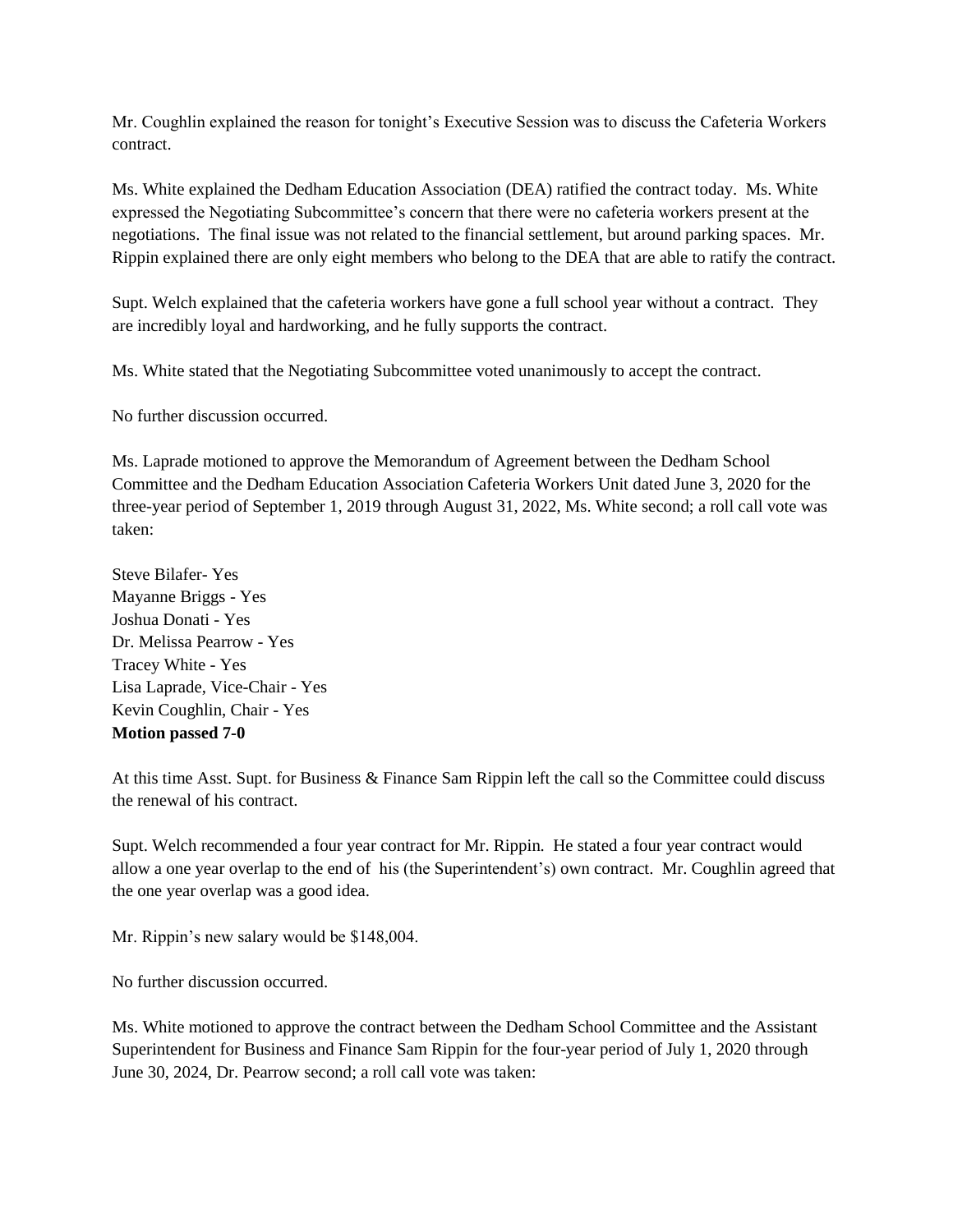Mr. Coughlin explained the reason for tonight's Executive Session was to discuss the Cafeteria Workers contract.

Ms. White explained the Dedham Education Association (DEA) ratified the contract today. Ms. White expressed the Negotiating Subcommittee's concern that there were no cafeteria workers present at the negotiations. The final issue was not related to the financial settlement, but around parking spaces. Mr. Rippin explained there are only eight members who belong to the DEA that are able to ratify the contract.

Supt. Welch explained that the cafeteria workers have gone a full school year without a contract. They are incredibly loyal and hardworking, and he fully supports the contract.

Ms. White stated that the Negotiating Subcommittee voted unanimously to accept the contract.

No further discussion occurred.

Ms. Laprade motioned to approve the Memorandum of Agreement between the Dedham School Committee and the Dedham Education Association Cafeteria Workers Unit dated June 3, 2020 for the three-year period of September 1, 2019 through August 31, 2022, Ms. White second; a roll call vote was taken:

Steve Bilafer- Yes
Mayanne Briggs - Yes
Joshua Donati - Yes
Dr. Melissa Pearrow - Yes
Tracey White - Yes
Lisa Laprade, Vice-Chair - Yes
Kevin Coughlin, Chair - Yes
**Motion passed 7-0**

At this time Asst. Supt. for Business & Finance Sam Rippin left the call so the Committee could discuss the renewal of his contract.

Supt. Welch recommended a four year contract for Mr. Rippin. He stated a four year contract would allow a one year overlap to the end of his (the Superintendent's) own contract. Mr. Coughlin agreed that the one year overlap was a good idea.

Mr. Rippin's new salary would be $148,004.

No further discussion occurred.

Ms. White motioned to approve the contract between the Dedham School Committee and the Assistant Superintendent for Business and Finance Sam Rippin for the four-year period of July 1, 2020 through June 30, 2024, Dr. Pearrow second; a roll call vote was taken: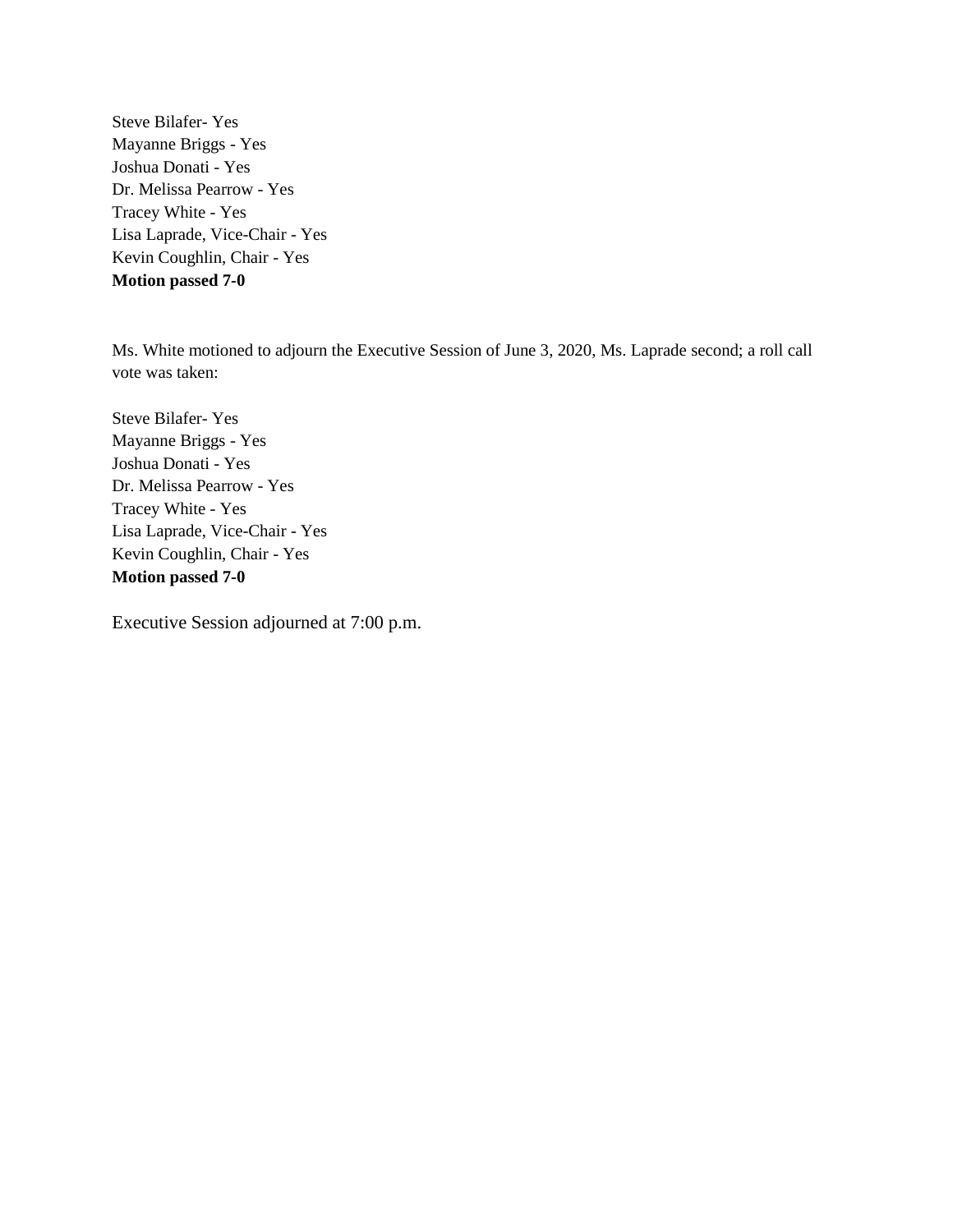Steve Bilafer- Yes
Mayanne Briggs - Yes
Joshua Donati - Yes
Dr. Melissa Pearrow - Yes
Tracey White - Yes
Lisa Laprade, Vice-Chair - Yes
Kevin Coughlin, Chair - Yes
**Motion passed 7-0**

Ms. White motioned to adjourn the Executive Session of June 3, 2020, Ms. Laprade second; a roll call vote was taken:

Steve Bilafer- Yes
Mayanne Briggs - Yes
Joshua Donati - Yes
Dr. Melissa Pearrow - Yes
Tracey White - Yes
Lisa Laprade, Vice-Chair - Yes
Kevin Coughlin, Chair - Yes
**Motion passed 7-0**

Executive Session adjourned at 7:00 p.m.